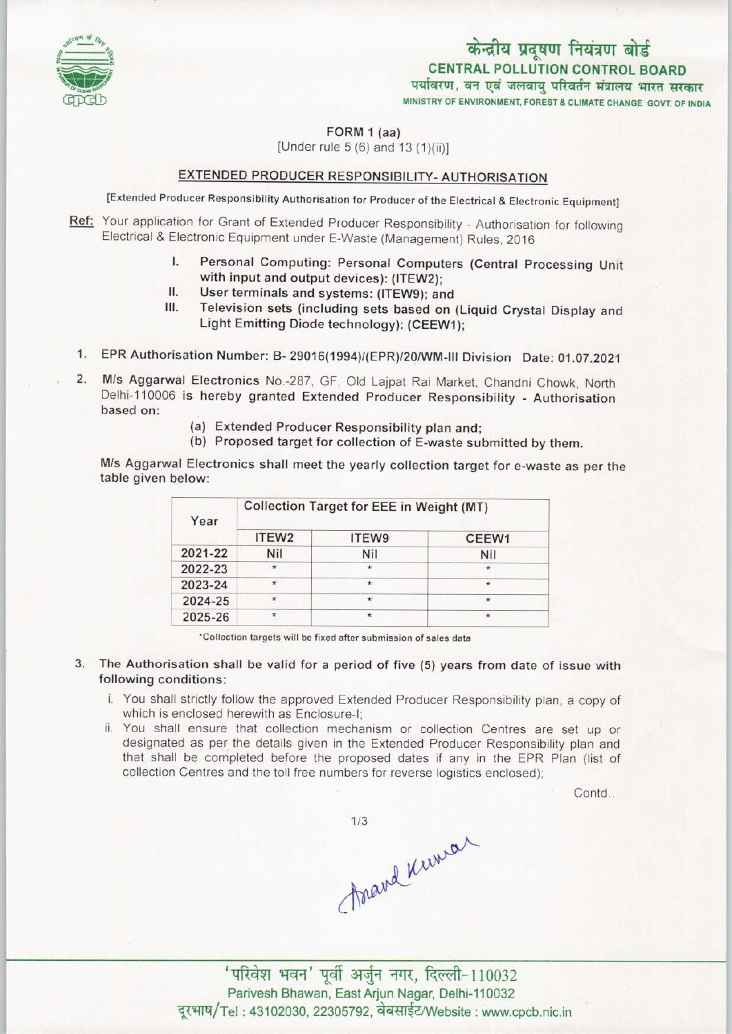केन्द्रीय प्रदूषण नियंत्रण बोर्ड
**CENTRAL POLLUTION CONTROL BOARD**
पर्यावरण, वन एवं जलवायु परिवर्तन मंत्रालय भारत सरकार
MINISTRY OF ENVIRONMENT, FOREST & CLIMATE CHANGE GOVT. OF INDIA

**FORM 1 (aa)**
[Under rule 5 (6) and 13 (1)(ii)]

## EXTENDED PRODUCER RESPONSIBILITY- AUTHORISATION

[Extended Producer Responsibility Authorisation for Producer of the Electrical & Electronic Equipment]

**Ref:** Your application for Grant of Extended Producer Responsibility - Authorisation for following Electrical & Electronic Equipment under E-Waste (Management) Rules, 2016

I. **Personal Computing: Personal Computers (Central Processing Unit with input and output devices): (ITEW2);**
II. **User terminals and systems: (ITEW9); and**
III. **Television sets (including sets based on (Liquid Crystal Display and Light Emitting Diode technology): (CEEW1);**

1. EPR Authorisation Number: B- 29016(1994)/(EPR)/20/WM-III Division Date: 01.07.2021

2. M/s Aggarwal Electronics No.-287, GF, Old Lajpat Rai Market, Chandni Chowk, North Delhi-110006 is hereby granted Extended Producer Responsibility - Authorisation based on:
   (a) Extended Producer Responsibility plan and;
   (b) Proposed target for collection of E-waste submitted by them.

   M/s Aggarwal Electronics shall meet the yearly collection target for e-waste as per the table given below:

| Year | Collection Target for EEE in Weight (MT) | | |
|---|---|---|---|
| | ITEW2 | ITEW9 | CEEW1 |
| 2021-22 | Nil | Nil | Nil |
| 2022-23 | * | * | * |
| 2023-24 | * | * | * |
| 2024-25 | * | * | * |
| 2025-26 | * | * | * |

*Collection targets will be fixed after submission of sales data

3. The Authorisation shall be valid for a period of five (5) years from date of issue with following conditions:
   i. You shall strictly follow the approved Extended Producer Responsibility plan, a copy of which is enclosed herewith as Enclosure-I;
   ii. You shall ensure that collection mechanism or collection Centres are set up or designated as per the details given in the Extended Producer Responsibility plan and that shall be completed before the proposed dates if any in the EPR Plan (list of collection Centres and the toll free numbers for reverse logistics enclosed);

Contd...

'परिवेश भवन' पूर्वी अर्जुन नगर, दिल्ली-110032
Parivesh Bhawan, East Arjun Nagar, Delhi-110032
दूरभाष/Tel : 43102030, 22305792, वेबसाईट/Website : www.cpcb.nic.in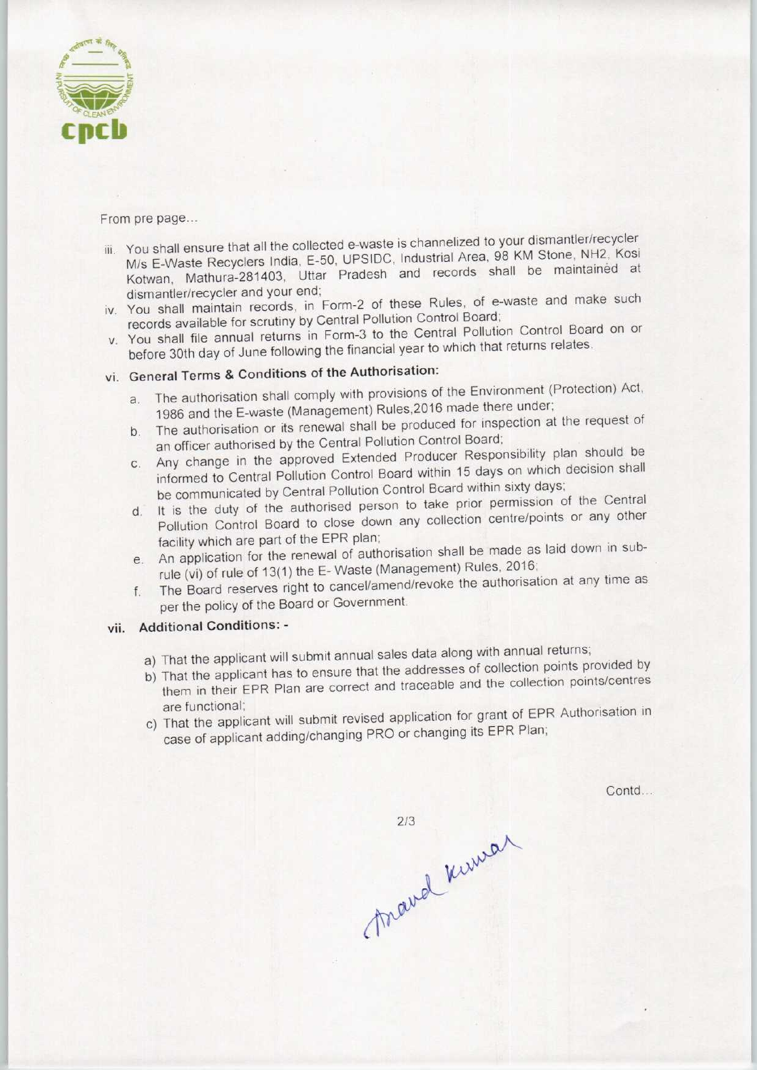From pre page...

iii. You shall ensure that all the collected e-waste is channelized to your dismantler/recycler M/s E-Waste Recyclers India, E-50, UPSIDC, Industrial Area, 98 KM Stone, NH2, Kosi Kotwan, Mathura-281403, Uttar Pradesh and records shall be maintained at dismantler/recycler and your end;
iv. You shall maintain records, in Form-2 of these Rules, of e-waste and make such records available for scrutiny by Central Pollution Control Board;
v. You shall file annual returns in Form-3 to the Central Pollution Control Board on or before 30th day of June following the financial year to which that returns relates.

vi. **General Terms & Conditions of the Authorisation:**

   a. The authorisation shall comply with provisions of the Environment (Protection) Act, 1986 and the E-waste (Management) Rules,2016 made there under;
   b. The authorisation or its renewal shall be produced for inspection at the request of an officer authorised by the Central Pollution Control Board;
   c. Any change in the approved Extended Producer Responsibility plan should be informed to Central Pollution Control Board within 15 days on which decision shall be communicated by Central Pollution Control Board within sixty days;
   d. It is the duty of the authorised person to take prior permission of the Central Pollution Control Board to close down any collection centre/points or any other facility which are part of the EPR plan;
   e. An application for the renewal of authorisation shall be made as laid down in sub-rule (vi) of rule of 13(1) the E- Waste (Management) Rules, 2016;
   f. The Board reserves right to cancel/amend/revoke the authorisation at any time as per the policy of the Board or Government.

vii. **Additional Conditions: -**

   a) That the applicant will submit annual sales data along with annual returns;
   b) That the applicant has to ensure that the addresses of collection points provided by them in their EPR Plan are correct and traceable and the collection points/centres are functional;
   c) That the applicant will submit revised application for grant of EPR Authorisation in case of applicant adding/changing PRO or changing its EPR Plan;

Contd...

Anand Kumar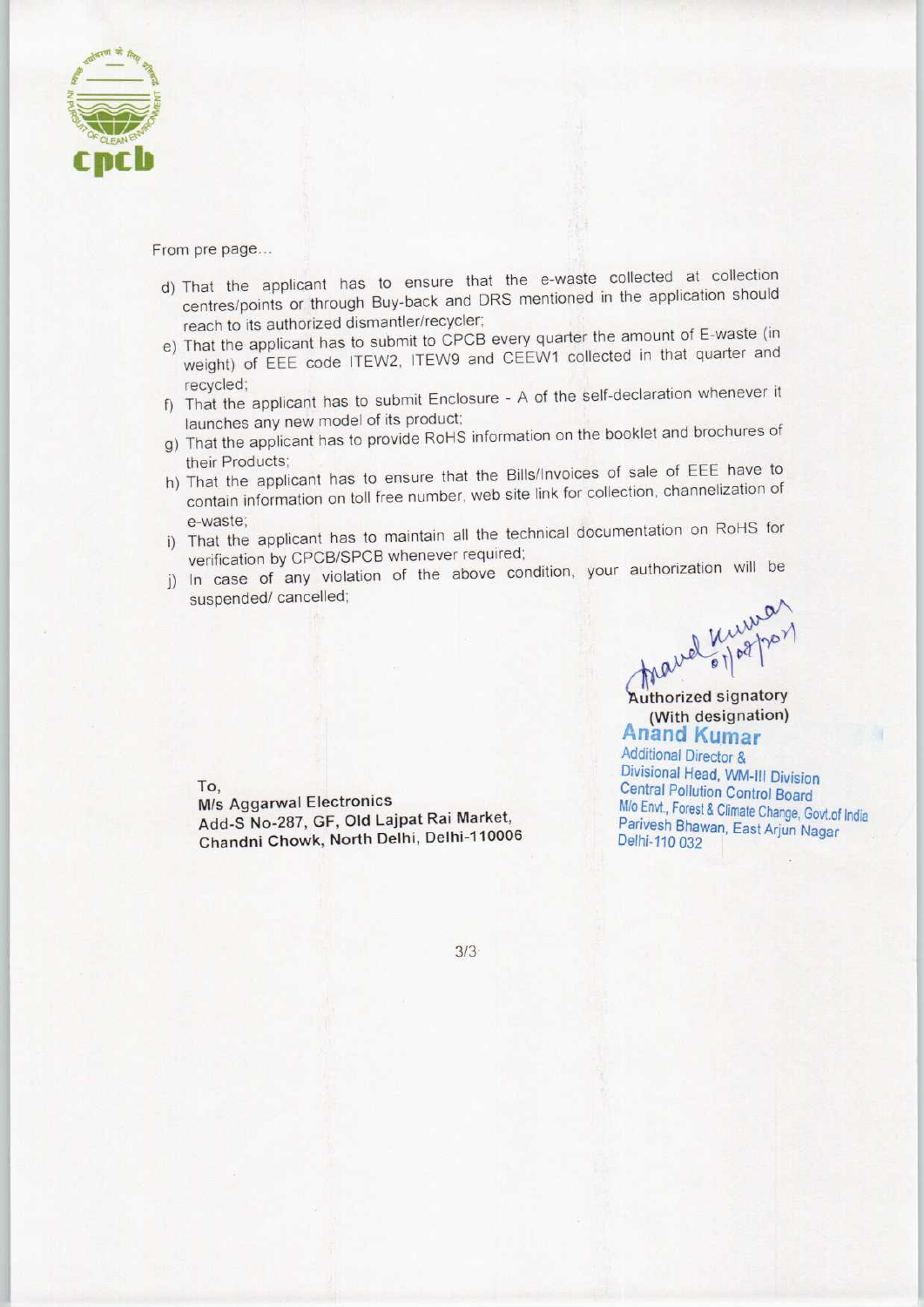From pre page...

d) That the applicant has to ensure that the e-waste collected at collection centres/points or through Buy-back and DRS mentioned in the application should reach to its authorized dismantler/recycler;
e) That the applicant has to submit to CPCB every quarter the amount of E-waste (in weight) of EEE code ITEW2, ITEW9 and CEEW1 collected in that quarter and recycled;
f) That the applicant has to submit Enclosure - A of the self-declaration whenever it launches any new model of its product;
g) That the applicant has to provide RoHS information on the booklet and brochures of their Products;
h) That the applicant has to ensure that the Bills/Invoices of sale of EEE have to contain information on toll free number, web site link for collection, channelization of e-waste;
i) That the applicant has to maintain all the technical documentation on RoHS for verification by CPCB/SPCB whenever required;
j) In case of any violation of the above condition, your authorization will be suspended/ cancelled;

Anand Kumar 01/09/2021

Authorized signatory
(With designation)
**Anand Kumar**
Additional Director &
Divisional Head, WM-III Division
Central Pollution Control Board
M/o Envt., Forest & Climate Change, Govt.of India
Parivesh Bhawan, East Arjun Nagar
Delhi-110 032

To,
**M/s Aggarwal Electronics**
**Add-S No-287, GF, Old Lajpat Rai Market,**
**Chandni Chowk, North Delhi, Delhi-110006**